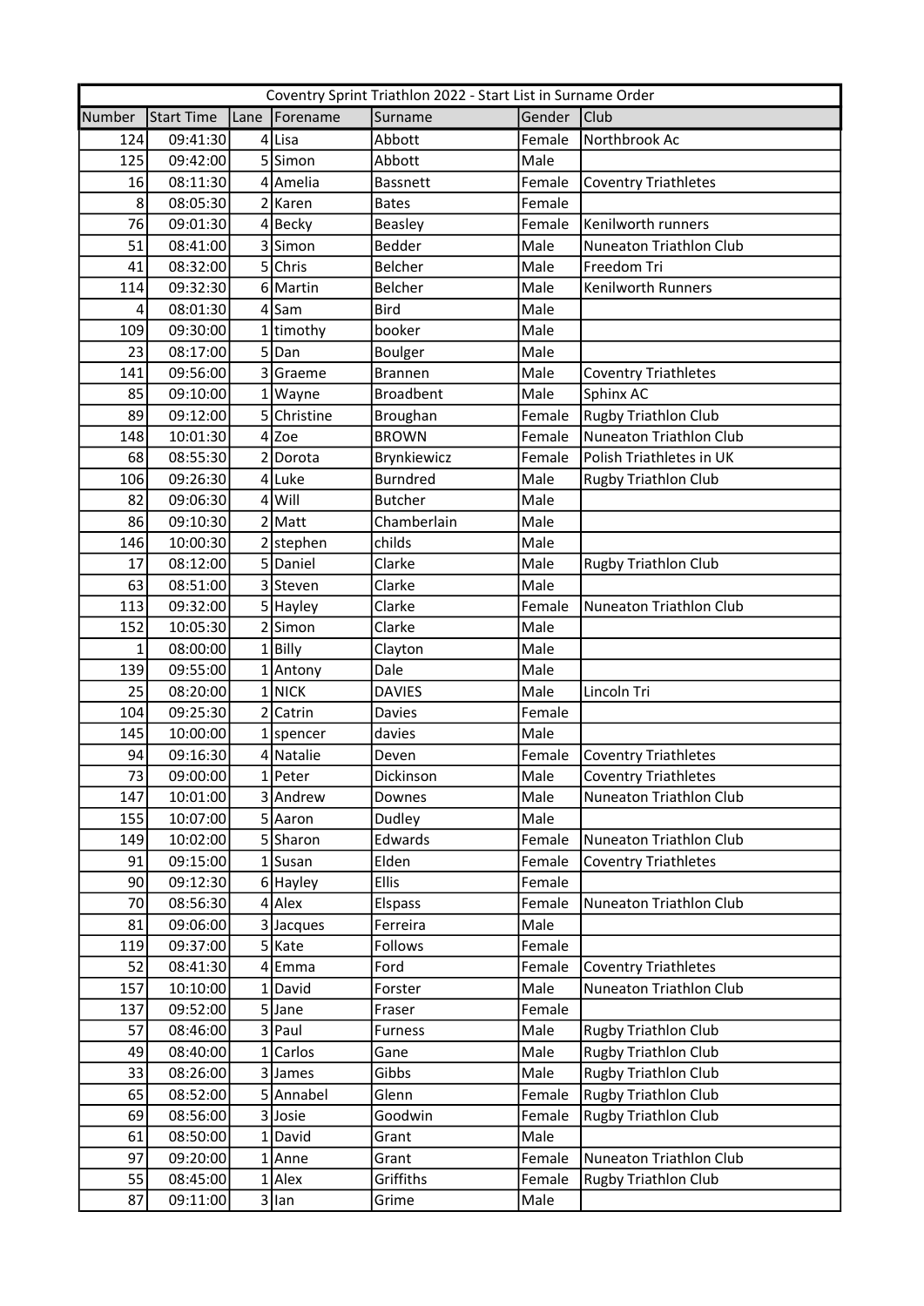| Coventry Sprint Triathlon 2022 - Start List in Surname Order | | | | | | |
|---|---|---|---|---|---|---|
| Number | Start Time | Lane | Forename | Surname | Gender | Club |
| 124 | 09:41:30 | 4 | Lisa | Abbott | Female | Northbrook Ac |
| 125 | 09:42:00 | 5 | Simon | Abbott | Male | |
| 16 | 08:11:30 | 4 | Amelia | Bassnett | Female | Coventry Triathletes |
| 8 | 08:05:30 | 2 | Karen | Bates | Female | |
| 76 | 09:01:30 | 4 | Becky | Beasley | Female | Kenilworth runners |
| 51 | 08:41:00 | 3 | Simon | Bedder | Male | Nuneaton Triathlon Club |
| 41 | 08:32:00 | 5 | Chris | Belcher | Male | Freedom Tri |
| 114 | 09:32:30 | 6 | Martin | Belcher | Male | Kenilworth Runners |
| 4 | 08:01:30 | 4 | Sam | Bird | Male | |
| 109 | 09:30:00 | 1 | timothy | booker | Male | |
| 23 | 08:17:00 | 5 | Dan | Boulger | Male | |
| 141 | 09:56:00 | 3 | Graeme | Brannen | Male | Coventry Triathletes |
| 85 | 09:10:00 | 1 | Wayne | Broadbent | Male | Sphinx AC |
| 89 | 09:12:00 | 5 | Christine | Broughan | Female | Rugby Triathlon Club |
| 148 | 10:01:30 | 4 | Zoe | BROWN | Female | Nuneaton Triathlon Club |
| 68 | 08:55:30 | 2 | Dorota | Brynkiewicz | Female | Polish Triathletes in UK |
| 106 | 09:26:30 | 4 | Luke | Burndred | Male | Rugby Triathlon Club |
| 82 | 09:06:30 | 4 | Will | Butcher | Male | |
| 86 | 09:10:30 | 2 | Matt | Chamberlain | Male | |
| 146 | 10:00:30 | 2 | stephen | childs | Male | |
| 17 | 08:12:00 | 5 | Daniel | Clarke | Male | Rugby Triathlon Club |
| 63 | 08:51:00 | 3 | Steven | Clarke | Male | |
| 113 | 09:32:00 | 5 | Hayley | Clarke | Female | Nuneaton Triathlon Club |
| 152 | 10:05:30 | 2 | Simon | Clarke | Male | |
| 1 | 08:00:00 | 1 | Billy | Clayton | Male | |
| 139 | 09:55:00 | 1 | Antony | Dale | Male | |
| 25 | 08:20:00 | 1 | NICK | DAVIES | Male | Lincoln Tri |
| 104 | 09:25:30 | 2 | Catrin | Davies | Female | |
| 145 | 10:00:00 | 1 | spencer | davies | Male | |
| 94 | 09:16:30 | 4 | Natalie | Deven | Female | Coventry Triathletes |
| 73 | 09:00:00 | 1 | Peter | Dickinson | Male | Coventry Triathletes |
| 147 | 10:01:00 | 3 | Andrew | Downes | Male | Nuneaton Triathlon Club |
| 155 | 10:07:00 | 5 | Aaron | Dudley | Male | |
| 149 | 10:02:00 | 5 | Sharon | Edwards | Female | Nuneaton Triathlon Club |
| 91 | 09:15:00 | 1 | Susan | Elden | Female | Coventry Triathletes |
| 90 | 09:12:30 | 6 | Hayley | Ellis | Female | |
| 70 | 08:56:30 | 4 | Alex | Elspass | Female | Nuneaton Triathlon Club |
| 81 | 09:06:00 | 3 | Jacques | Ferreira | Male | |
| 119 | 09:37:00 | 5 | Kate | Follows | Female | |
| 52 | 08:41:30 | 4 | Emma | Ford | Female | Coventry Triathletes |
| 157 | 10:10:00 | 1 | David | Forster | Male | Nuneaton Triathlon Club |
| 137 | 09:52:00 | 5 | Jane | Fraser | Female | |
| 57 | 08:46:00 | 3 | Paul | Furness | Male | Rugby Triathlon Club |
| 49 | 08:40:00 | 1 | Carlos | Gane | Male | Rugby Triathlon Club |
| 33 | 08:26:00 | 3 | James | Gibbs | Male | Rugby Triathlon Club |
| 65 | 08:52:00 | 5 | Annabel | Glenn | Female | Rugby Triathlon Club |
| 69 | 08:56:00 | 3 | Josie | Goodwin | Female | Rugby Triathlon Club |
| 61 | 08:50:00 | 1 | David | Grant | Male | |
| 97 | 09:20:00 | 1 | Anne | Grant | Female | Nuneaton Triathlon Club |
| 55 | 08:45:00 | 1 | Alex | Griffiths | Female | Rugby Triathlon Club |
| 87 | 09:11:00 | 3 | Ian | Grime | Male | |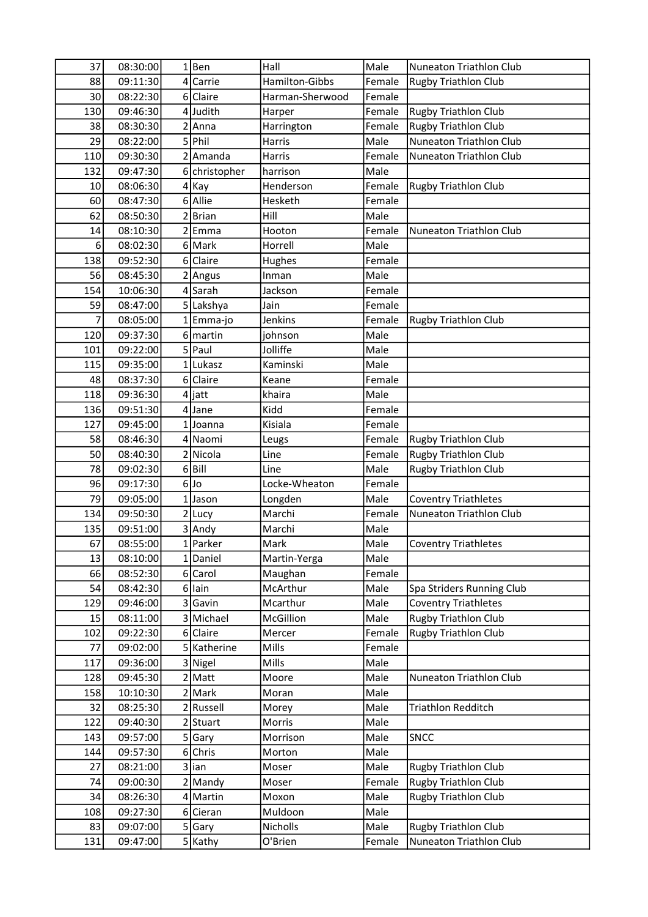| | | | | | | |
|---|---|---|---|---|---|---|
| 37 | 08:30:00 | 1 | Ben | Hall | Male | Nuneaton Triathlon Club |
| 88 | 09:11:30 | 4 | Carrie | Hamilton-Gibbs | Female | Rugby Triathlon Club |
| 30 | 08:22:30 | 6 | Claire | Harman-Sherwood | Female | |
| 130 | 09:46:30 | 4 | Judith | Harper | Female | Rugby Triathlon Club |
| 38 | 08:30:30 | 2 | Anna | Harrington | Female | Rugby Triathlon Club |
| 29 | 08:22:00 | 5 | Phil | Harris | Male | Nuneaton Triathlon Club |
| 110 | 09:30:30 | 2 | Amanda | Harris | Female | Nuneaton Triathlon Club |
| 132 | 09:47:30 | 6 | christopher | harrison | Male | |
| 10 | 08:06:30 | 4 | Kay | Henderson | Female | Rugby Triathlon Club |
| 60 | 08:47:30 | 6 | Allie | Hesketh | Female | |
| 62 | 08:50:30 | 2 | Brian | Hill | Male | |
| 14 | 08:10:30 | 2 | Emma | Hooton | Female | Nuneaton Triathlon Club |
| 6 | 08:02:30 | 6 | Mark | Horrell | Male | |
| 138 | 09:52:30 | 6 | Claire | Hughes | Female | |
| 56 | 08:45:30 | 2 | Angus | Inman | Male | |
| 154 | 10:06:30 | 4 | Sarah | Jackson | Female | |
| 59 | 08:47:00 | 5 | Lakshya | Jain | Female | |
| 7 | 08:05:00 | 1 | Emma-jo | Jenkins | Female | Rugby Triathlon Club |
| 120 | 09:37:30 | 6 | martin | johnson | Male | |
| 101 | 09:22:00 | 5 | Paul | Jolliffe | Male | |
| 115 | 09:35:00 | 1 | Lukasz | Kaminski | Male | |
| 48 | 08:37:30 | 6 | Claire | Keane | Female | |
| 118 | 09:36:30 | 4 | jatt | khaira | Male | |
| 136 | 09:51:30 | 4 | Jane | Kidd | Female | |
| 127 | 09:45:00 | 1 | Joanna | Kisiala | Female | |
| 58 | 08:46:30 | 4 | Naomi | Leugs | Female | Rugby Triathlon Club |
| 50 | 08:40:30 | 2 | Nicola | Line | Female | Rugby Triathlon Club |
| 78 | 09:02:30 | 6 | Bill | Line | Male | Rugby Triathlon Club |
| 96 | 09:17:30 | 6 | Jo | Locke-Wheaton | Female | |
| 79 | 09:05:00 | 1 | Jason | Longden | Male | Coventry Triathletes |
| 134 | 09:50:30 | 2 | Lucy | Marchi | Female | Nuneaton Triathlon Club |
| 135 | 09:51:00 | 3 | Andy | Marchi | Male | |
| 67 | 08:55:00 | 1 | Parker | Mark | Male | Coventry Triathletes |
| 13 | 08:10:00 | 1 | Daniel | Martin-Yerga | Male | |
| 66 | 08:52:30 | 6 | Carol | Maughan | Female | |
| 54 | 08:42:30 | 6 | Iain | McArthur | Male | Spa Striders Running Club |
| 129 | 09:46:00 | 3 | Gavin | Mcarthur | Male | Coventry Triathletes |
| 15 | 08:11:00 | 3 | Michael | McGillion | Male | Rugby Triathlon Club |
| 102 | 09:22:30 | 6 | Claire | Mercer | Female | Rugby Triathlon Club |
| 77 | 09:02:00 | 5 | Katherine | Mills | Female | |
| 117 | 09:36:00 | 3 | Nigel | Mills | Male | |
| 128 | 09:45:30 | 2 | Matt | Moore | Male | Nuneaton Triathlon Club |
| 158 | 10:10:30 | 2 | Mark | Moran | Male | |
| 32 | 08:25:30 | 2 | Russell | Morey | Male | Triathlon Redditch |
| 122 | 09:40:30 | 2 | Stuart | Morris | Male | |
| 143 | 09:57:00 | 5 | Gary | Morrison | Male | SNCC |
| 144 | 09:57:30 | 6 | Chris | Morton | Male | |
| 27 | 08:21:00 | 3 | ian | Moser | Male | Rugby Triathlon Club |
| 74 | 09:00:30 | 2 | Mandy | Moser | Female | Rugby Triathlon Club |
| 34 | 08:26:30 | 4 | Martin | Moxon | Male | Rugby Triathlon Club |
| 108 | 09:27:30 | 6 | Cieran | Muldoon | Male | |
| 83 | 09:07:00 | 5 | Gary | Nicholls | Male | Rugby Triathlon Club |
| 131 | 09:47:00 | 5 | Kathy | O'Brien | Female | Nuneaton Triathlon Club |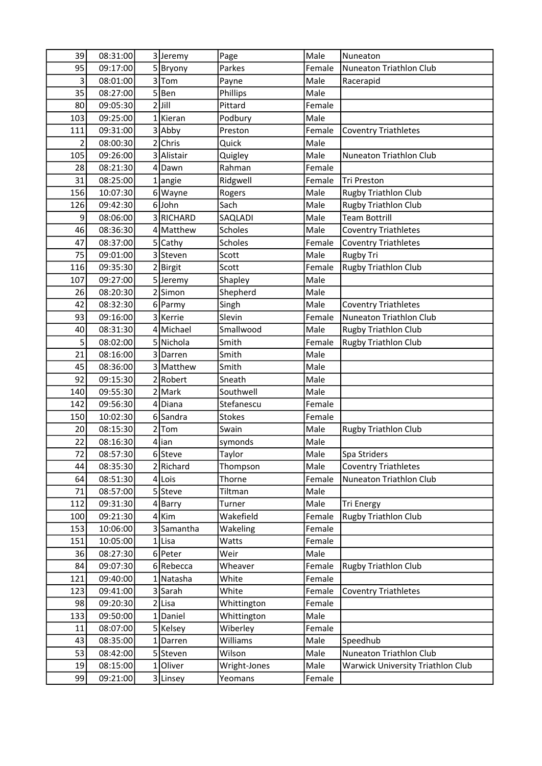| | | | | | | |
|---|---|---|---|---|---|---|
| 39 | 08:31:00 | 3 | Jeremy | Page | Male | Nuneaton |
| 95 | 09:17:00 | 5 | Bryony | Parkes | Female | Nuneaton Triathlon Club |
| 3 | 08:01:00 | 3 | Tom | Payne | Male | Racerapid |
| 35 | 08:27:00 | 5 | Ben | Phillips | Male | |
| 80 | 09:05:30 | 2 | Jill | Pittard | Female | |
| 103 | 09:25:00 | 1 | Kieran | Podbury | Male | |
| 111 | 09:31:00 | 3 | Abby | Preston | Female | Coventry Triathletes |
| 2 | 08:00:30 | 2 | Chris | Quick | Male | |
| 105 | 09:26:00 | 3 | Alistair | Quigley | Male | Nuneaton Triathlon Club |
| 28 | 08:21:30 | 4 | Dawn | Rahman | Female | |
| 31 | 08:25:00 | 1 | angie | Ridgwell | Female | Tri Preston |
| 156 | 10:07:30 | 6 | Wayne | Rogers | Male | Rugby Triathlon Club |
| 126 | 09:42:30 | 6 | John | Sach | Male | Rugby Triathlon Club |
| 9 | 08:06:00 | 3 | RICHARD | SAQLADI | Male | Team Bottrill |
| 46 | 08:36:30 | 4 | Matthew | Scholes | Male | Coventry Triathletes |
| 47 | 08:37:00 | 5 | Cathy | Scholes | Female | Coventry Triathletes |
| 75 | 09:01:00 | 3 | Steven | Scott | Male | Rugby Tri |
| 116 | 09:35:30 | 2 | Birgit | Scott | Female | Rugby Triathlon Club |
| 107 | 09:27:00 | 5 | Jeremy | Shapley | Male | |
| 26 | 08:20:30 | 2 | Simon | Shepherd | Male | |
| 42 | 08:32:30 | 6 | Parmy | Singh | Male | Coventry Triathletes |
| 93 | 09:16:00 | 3 | Kerrie | Slevin | Female | Nuneaton Triathlon Club |
| 40 | 08:31:30 | 4 | Michael | Smallwood | Male | Rugby Triathlon Club |
| 5 | 08:02:00 | 5 | Nichola | Smith | Female | Rugby Triathlon Club |
| 21 | 08:16:00 | 3 | Darren | Smith | Male | |
| 45 | 08:36:00 | 3 | Matthew | Smith | Male | |
| 92 | 09:15:30 | 2 | Robert | Sneath | Male | |
| 140 | 09:55:30 | 2 | Mark | Southwell | Male | |
| 142 | 09:56:30 | 4 | Diana | Stefanescu | Female | |
| 150 | 10:02:30 | 6 | Sandra | Stokes | Female | |
| 20 | 08:15:30 | 2 | Tom | Swain | Male | Rugby Triathlon Club |
| 22 | 08:16:30 | 4 | ian | symonds | Male | |
| 72 | 08:57:30 | 6 | Steve | Taylor | Male | Spa Striders |
| 44 | 08:35:30 | 2 | Richard | Thompson | Male | Coventry Triathletes |
| 64 | 08:51:30 | 4 | Lois | Thorne | Female | Nuneaton Triathlon Club |
| 71 | 08:57:00 | 5 | Steve | Tiltman | Male | |
| 112 | 09:31:30 | 4 | Barry | Turner | Male | Tri Energy |
| 100 | 09:21:30 | 4 | Kim | Wakefield | Female | Rugby Triathlon Club |
| 153 | 10:06:00 | 3 | Samantha | Wakeling | Female | |
| 151 | 10:05:00 | 1 | Lisa | Watts | Female | |
| 36 | 08:27:30 | 6 | Peter | Weir | Male | |
| 84 | 09:07:30 | 6 | Rebecca | Wheaver | Female | Rugby Triathlon Club |
| 121 | 09:40:00 | 1 | Natasha | White | Female | |
| 123 | 09:41:00 | 3 | Sarah | White | Female | Coventry Triathletes |
| 98 | 09:20:30 | 2 | Lisa | Whittington | Female | |
| 133 | 09:50:00 | 1 | Daniel | Whittington | Male | |
| 11 | 08:07:00 | 5 | Kelsey | Wiberley | Female | |
| 43 | 08:35:00 | 1 | Darren | Williams | Male | Speedhub |
| 53 | 08:42:00 | 5 | Steven | Wilson | Male | Nuneaton Triathlon Club |
| 19 | 08:15:00 | 1 | Oliver | Wright-Jones | Male | Warwick University Triathlon Club |
| 99 | 09:21:00 | 3 | Linsey | Yeomans | Female | |